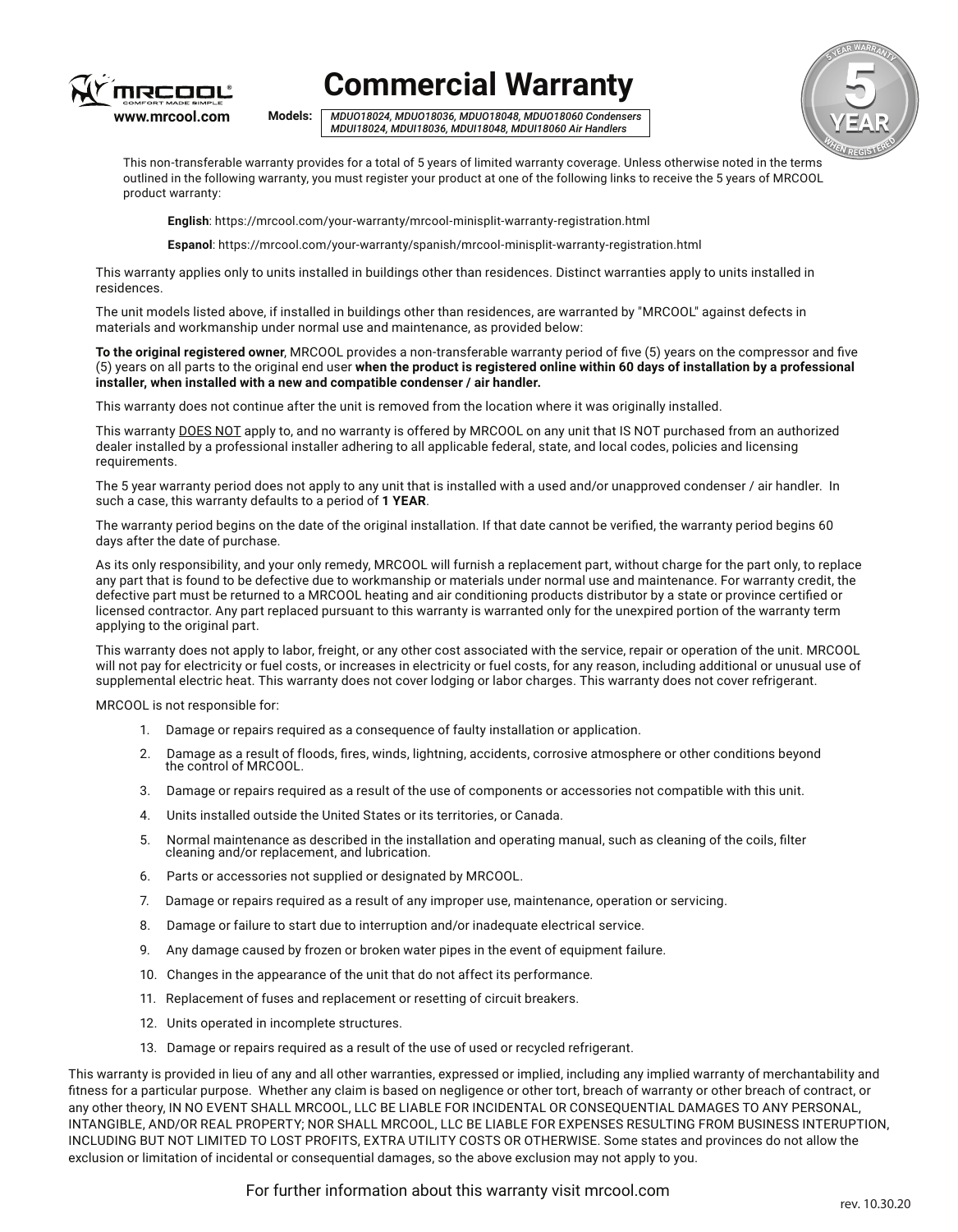MRCOOL
COMFORT MADE SIMPLE
www.mrcool.com

# Commercial Warranty

**Models:** *MDUO18024, MDUO18036, MDUO18048, MDUO18060 Condensers*
*MDUI18024, MDUI18036, MDUI18048, MDUI18060 Air Handlers*

5 YEAR WARRANTY 5 YEAR WHEN REGISTERED

This non-transferable warranty provides for a total of 5 years of limited warranty coverage. Unless otherwise noted in the terms outlined in the following warranty, you must register your product at one of the following links to receive the 5 years of MRCOOL product warranty:

**English**: https://mrcool.com/your-warranty/mrcool-minisplit-warranty-registration.html

**Espanol**: https://mrcool.com/your-warranty/spanish/mrcool-minisplit-warranty-registration.html

This warranty applies only to units installed in buildings other than residences. Distinct warranties apply to units installed in residences.

The unit models listed above, if installed in buildings other than residences, are warranted by "MRCOOL" against defects in materials and workmanship under normal use and maintenance, as provided below:

**To the original registered owner**, MRCOOL provides a non-transferable warranty period of five (5) years on the compressor and five (5) years on all parts to the original end user **when the product is registered online within 60 days of installation by a professional installer, when installed with a new and compatible condenser / air handler.**

This warranty does not continue after the unit is removed from the location where it was originally installed.

This warranty DOES NOT apply to, and no warranty is offered by MRCOOL on any unit that IS NOT purchased from an authorized dealer installed by a professional installer adhering to all applicable federal, state, and local codes, policies and licensing requirements.

The 5 year warranty period does not apply to any unit that is installed with a used and/or unapproved condenser / air handler. In such a case, this warranty defaults to a period of **1 YEAR**.

The warranty period begins on the date of the original installation. If that date cannot be verified, the warranty period begins 60 days after the date of purchase.

As its only responsibility, and your only remedy, MRCOOL will furnish a replacement part, without charge for the part only, to replace any part that is found to be defective due to workmanship or materials under normal use and maintenance. For warranty credit, the defective part must be returned to a MRCOOL heating and air conditioning products distributor by a state or province certified or licensed contractor. Any part replaced pursuant to this warranty is warranted only for the unexpired portion of the warranty term applying to the original part.

This warranty does not apply to labor, freight, or any other cost associated with the service, repair or operation of the unit. MRCOOL will not pay for electricity or fuel costs, or increases in electricity or fuel costs, for any reason, including additional or unusual use of supplemental electric heat. This warranty does not cover lodging or labor charges. This warranty does not cover refrigerant.

MRCOOL is not responsible for:

1. Damage or repairs required as a consequence of faulty installation or application.
2. Damage as a result of floods, fires, winds, lightning, accidents, corrosive atmosphere or other conditions beyond the control of MRCOOL.
3. Damage or repairs required as a result of the use of components or accessories not compatible with this unit.
4. Units installed outside the United States or its territories, or Canada.
5. Normal maintenance as described in the installation and operating manual, such as cleaning of the coils, filter cleaning and/or replacement, and lubrication.
6. Parts or accessories not supplied or designated by MRCOOL.
7. Damage or repairs required as a result of any improper use, maintenance, operation or servicing.
8. Damage or failure to start due to interruption and/or inadequate electrical service.
9. Any damage caused by frozen or broken water pipes in the event of equipment failure.
10. Changes in the appearance of the unit that do not affect its performance.
11. Replacement of fuses and replacement or resetting of circuit breakers.
12. Units operated in incomplete structures.
13. Damage or repairs required as a result of the use of used or recycled refrigerant.

This warranty is provided in lieu of any and all other warranties, expressed or implied, including any implied warranty of merchantability and fitness for a particular purpose. Whether any claim is based on negligence or other tort, breach of warranty or other breach of contract, or any other theory, IN NO EVENT SHALL MRCOOL, LLC BE LIABLE FOR INCIDENTAL OR CONSEQUENTIAL DAMAGES TO ANY PERSONAL, INTANGIBLE, AND/OR REAL PROPERTY; NOR SHALL MRCOOL, LLC BE LIABLE FOR EXPENSES RESULTING FROM BUSINESS INTERUPTION, INCLUDING BUT NOT LIMITED TO LOST PROFITS, EXTRA UTILITY COSTS OR OTHERWISE. Some states and provinces do not allow the exclusion or limitation of incidental or consequential damages, so the above exclusion may not apply to you.

For further information about this warranty visit mrcool.com

rev. 10.30.20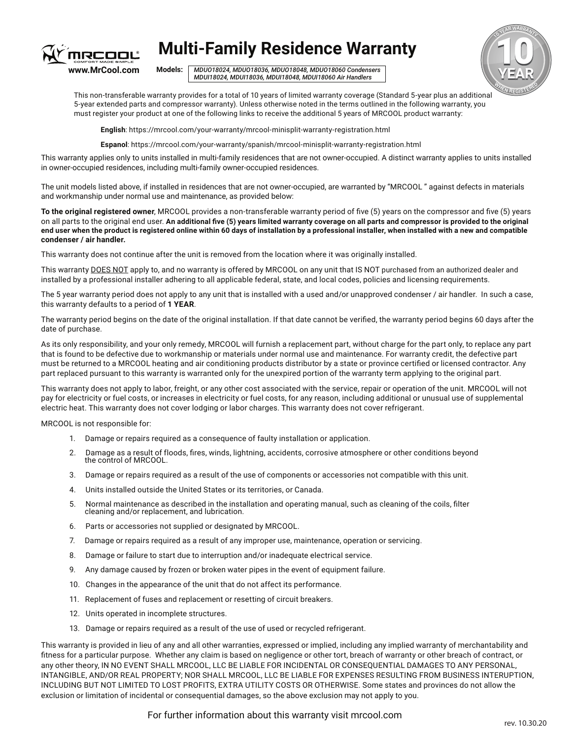# Multi-Family Residence Warranty

www.MrCool.com

**Models:** *MDUO18024, MDUO18036, MDUO18048, MDUO18060 Condensers MDUI18024, MDUI18036, MDUI18048, MDUI18060 Air Handlers*

This non-transferable warranty provides for a total of 10 years of limited warranty coverage (Standard 5-year plus an additional 5-year extended parts and compressor warranty). Unless otherwise noted in the terms outlined in the following warranty, you must register your product at one of the following links to receive the additional 5 years of MRCOOL product warranty:

**English**: https://mrcool.com/your-warranty/mrcool-minisplit-warranty-registration.html

**Espanol**: https://mrcool.com/your-warranty/spanish/mrcool-minisplit-warranty-registration.html

This warranty applies only to units installed in multi-family residences that are not owner-occupied. A distinct warranty applies to units installed in owner-occupied residences, including multi-family owner-occupied residences.

The unit models listed above, if installed in residences that are not owner-occupied, are warranted by "MRCOOL " against defects in materials and workmanship under normal use and maintenance, as provided below:

**To the original registered owner**, MRCOOL provides a non-transferable warranty period of five (5) years on the compressor and five (5) years on all parts to the original end user. **An additional five (5) years limited warranty coverage on all parts and compressor is provided to the original end user when the product is registered online within 60 days of installation by a professional installer, when installed with a new and compatible condenser / air handler.**

This warranty does not continue after the unit is removed from the location where it was originally installed.

This warranty DOES NOT apply to, and no warranty is offered by MRCOOL on any unit that IS NOT purchased from an authorized dealer and installed by a professional installer adhering to all applicable federal, state, and local codes, policies and licensing requirements.

The 5 year warranty period does not apply to any unit that is installed with a used and/or unapproved condenser / air handler. In such a case, this warranty defaults to a period of **1 YEAR**.

The warranty period begins on the date of the original installation. If that date cannot be verified, the warranty period begins 60 days after the date of purchase.

As its only responsibility, and your only remedy, MRCOOL will furnish a replacement part, without charge for the part only, to replace any part that is found to be defective due to workmanship or materials under normal use and maintenance. For warranty credit, the defective part must be returned to a MRCOOL heating and air conditioning products distributor by a state or province certified or licensed contractor. Any part replaced pursuant to this warranty is warranted only for the unexpired portion of the warranty term applying to the original part.

This warranty does not apply to labor, freight, or any other cost associated with the service, repair or operation of the unit. MRCOOL will not pay for electricity or fuel costs, or increases in electricity or fuel costs, for any reason, including additional or unusual use of supplemental electric heat. This warranty does not cover lodging or labor charges. This warranty does not cover refrigerant.

MRCOOL is not responsible for:

1. Damage or repairs required as a consequence of faulty installation or application.
2. Damage as a result of floods, fires, winds, lightning, accidents, corrosive atmosphere or other conditions beyond the control of MRCOOL.
3. Damage or repairs required as a result of the use of components or accessories not compatible with this unit.
4. Units installed outside the United States or its territories, or Canada.
5. Normal maintenance as described in the installation and operating manual, such as cleaning of the coils, filter cleaning and/or replacement, and lubrication.
6. Parts or accessories not supplied or designated by MRCOOL.
7. Damage or repairs required as a result of any improper use, maintenance, operation or servicing.
8. Damage or failure to start due to interruption and/or inadequate electrical service.
9. Any damage caused by frozen or broken water pipes in the event of equipment failure.
10. Changes in the appearance of the unit that do not affect its performance.
11. Replacement of fuses and replacement or resetting of circuit breakers.
12. Units operated in incomplete structures.
13. Damage or repairs required as a result of the use of used or recycled refrigerant.

This warranty is provided in lieu of any and all other warranties, expressed or implied, including any implied warranty of merchantability and fitness for a particular purpose. Whether any claim is based on negligence or other tort, breach of warranty or other breach of contract, or any other theory, IN NO EVENT SHALL MRCOOL, LLC BE LIABLE FOR INCIDENTAL OR CONSEQUENTIAL DAMAGES TO ANY PERSONAL, INTANGIBLE, AND/OR REAL PROPERTY; NOR SHALL MRCOOL, LLC BE LIABLE FOR EXPENSES RESULTING FROM BUSINESS INTERUPTION, INCLUDING BUT NOT LIMITED TO LOST PROFITS, EXTRA UTILITY COSTS OR OTHERWISE. Some states and provinces do not allow the exclusion or limitation of incidental or consequential damages, so the above exclusion may not apply to you.

For further information about this warranty visit mrcool.com

rev. 10.30.20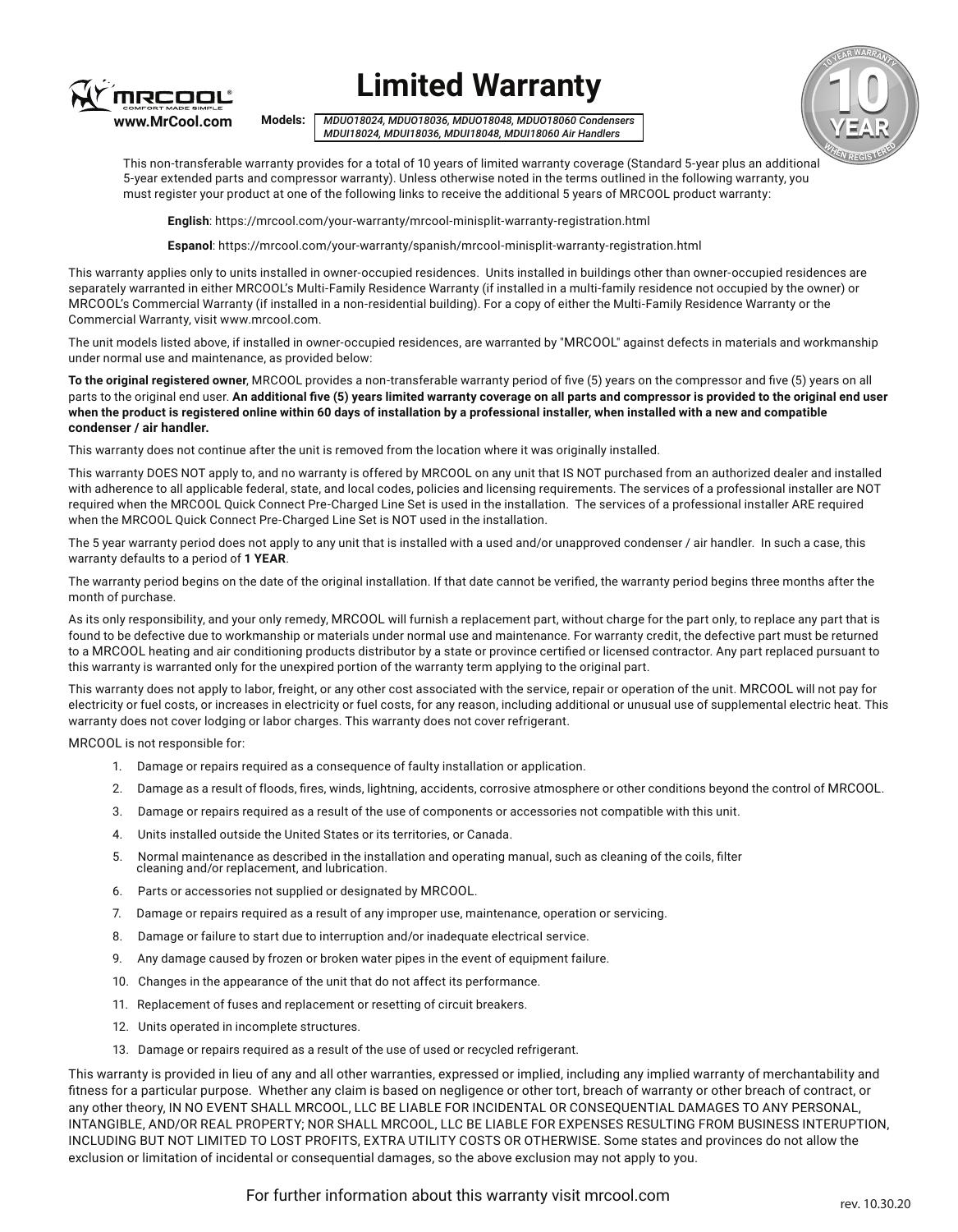MRCOOL® COMFORT MADE SIMPLE

**www.MrCool.com**

# Limited Warranty

**Models:** *MDUO18024, MDUO18036, MDUO18048, MDUO18060 Condensers*
*MDUI18024, MDUI18036, MDUI18048, MDUI18060 Air Handlers*

10 YEAR WARRANTY WHEN REGISTERED

This non-transferable warranty provides for a total of 10 years of limited warranty coverage (Standard 5-year plus an additional 5-year extended parts and compressor warranty). Unless otherwise noted in the terms outlined in the following warranty, you must register your product at one of the following links to receive the additional 5 years of MRCOOL product warranty:

**English**: https://mrcool.com/your-warranty/mrcool-minisplit-warranty-registration.html

**Espanol**: https://mrcool.com/your-warranty/spanish/mrcool-minisplit-warranty-registration.html

This warranty applies only to units installed in owner-occupied residences. Units installed in buildings other than owner-occupied residences are separately warranted in either MRCOOL's Multi-Family Residence Warranty (if installed in a multi-family residence not occupied by the owner) or MRCOOL's Commercial Warranty (if installed in a non-residential building). For a copy of either the Multi-Family Residence Warranty or the Commercial Warranty, visit www.mrcool.com.

The unit models listed above, if installed in owner-occupied residences, are warranted by "MRCOOL" against defects in materials and workmanship under normal use and maintenance, as provided below:

**To the original registered owner**, MRCOOL provides a non-transferable warranty period of five (5) years on the compressor and five (5) years on all parts to the original end user. **An additional five (5) years limited warranty coverage on all parts and compressor is provided to the original end user when the product is registered online within 60 days of installation by a professional installer, when installed with a new and compatible condenser / air handler.**

This warranty does not continue after the unit is removed from the location where it was originally installed.

This warranty DOES NOT apply to, and no warranty is offered by MRCOOL on any unit that IS NOT purchased from an authorized dealer and installed with adherence to all applicable federal, state, and local codes, policies and licensing requirements. The services of a professional installer are NOT required when the MRCOOL Quick Connect Pre-Charged Line Set is used in the installation. The services of a professional installer ARE required when the MRCOOL Quick Connect Pre-Charged Line Set is NOT used in the installation.

The 5 year warranty period does not apply to any unit that is installed with a used and/or unapproved condenser / air handler. In such a case, this warranty defaults to a period of **1 YEAR**.

The warranty period begins on the date of the original installation. If that date cannot be verified, the warranty period begins three months after the month of purchase.

As its only responsibility, and your only remedy, MRCOOL will furnish a replacement part, without charge for the part only, to replace any part that is found to be defective due to workmanship or materials under normal use and maintenance. For warranty credit, the defective part must be returned to a MRCOOL heating and air conditioning products distributor by a state or province certified or licensed contractor. Any part replaced pursuant to this warranty is warranted only for the unexpired portion of the warranty term applying to the original part.

This warranty does not apply to labor, freight, or any other cost associated with the service, repair or operation of the unit. MRCOOL will not pay for electricity or fuel costs, or increases in electricity or fuel costs, for any reason, including additional or unusual use of supplemental electric heat. This warranty does not cover lodging or labor charges. This warranty does not cover refrigerant.

MRCOOL is not responsible for:

1. Damage or repairs required as a consequence of faulty installation or application.
2. Damage as a result of floods, fires, winds, lightning, accidents, corrosive atmosphere or other conditions beyond the control of MRCOOL.
3. Damage or repairs required as a result of the use of components or accessories not compatible with this unit.
4. Units installed outside the United States or its territories, or Canada.
5. Normal maintenance as described in the installation and operating manual, such as cleaning of the coils, filter cleaning and/or replacement, and lubrication.
6. Parts or accessories not supplied or designated by MRCOOL.
7. Damage or repairs required as a result of any improper use, maintenance, operation or servicing.
8. Damage or failure to start due to interruption and/or inadequate electrical service.
9. Any damage caused by frozen or broken water pipes in the event of equipment failure.
10. Changes in the appearance of the unit that do not affect its performance.
11. Replacement of fuses and replacement or resetting of circuit breakers.
12. Units operated in incomplete structures.
13. Damage or repairs required as a result of the use of used or recycled refrigerant.

This warranty is provided in lieu of any and all other warranties, expressed or implied, including any implied warranty of merchantability and fitness for a particular purpose. Whether any claim is based on negligence or other tort, breach of warranty or other breach of contract, or any other theory, IN NO EVENT SHALL MRCOOL, LLC BE LIABLE FOR INCIDENTAL OR CONSEQUENTIAL DAMAGES TO ANY PERSONAL, INTANGIBLE, AND/OR REAL PROPERTY; NOR SHALL MRCOOL, LLC BE LIABLE FOR EXPENSES RESULTING FROM BUSINESS INTERUPTION, INCLUDING BUT NOT LIMITED TO LOST PROFITS, EXTRA UTILITY COSTS OR OTHERWISE. Some states and provinces do not allow the exclusion or limitation of incidental or consequential damages, so the above exclusion may not apply to you.

For further information about this warranty visit mrcool.com

rev. 10.30.20